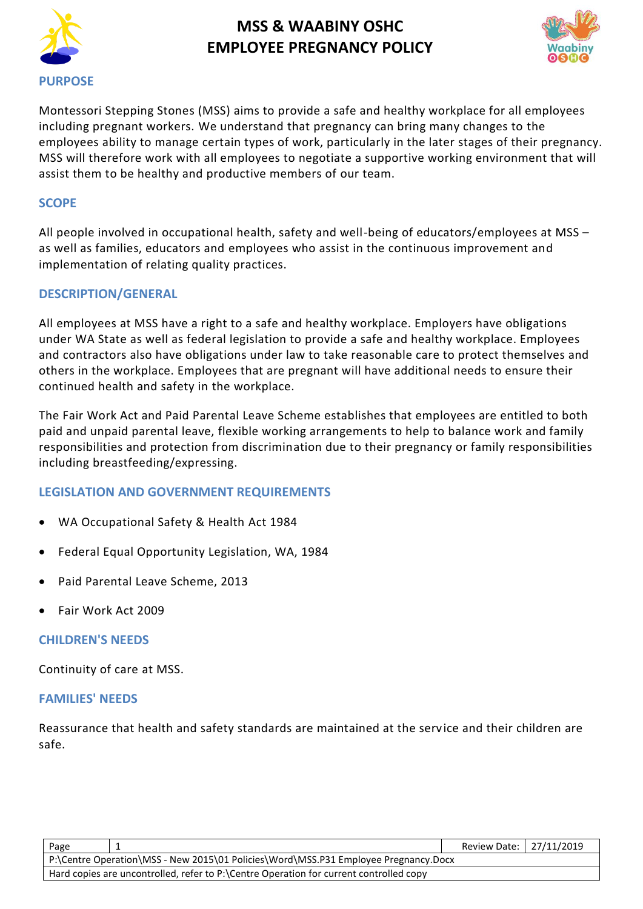# MSS & WAABINY OSHC
# EMPLOYEE PREGNANCY POLICY

## PURPOSE

Montessori Stepping Stones (MSS) aims to provide a safe and healthy workplace for all employees including pregnant workers. We understand that pregnancy can bring many changes to the employees ability to manage certain types of work, particularly in the later stages of their pregnancy. MSS will therefore work with all employees to negotiate a supportive working environment that will assist them to be healthy and productive members of our team.

## SCOPE

All people involved in occupational health, safety and well-being of educators/employees at MSS – as well as families, educators and employees who assist in the continuous improvement and implementation of relating quality practices.

## DESCRIPTION/GENERAL

All employees at MSS have a right to a safe and healthy workplace. Employers have obligations under WA State as well as federal legislation to provide a safe and healthy workplace. Employees and contractors also have obligations under law to take reasonable care to protect themselves and others in the workplace. Employees that are pregnant will have additional needs to ensure their continued health and safety in the workplace.

The Fair Work Act and Paid Parental Leave Scheme establishes that employees are entitled to both paid and unpaid parental leave, flexible working arrangements to help to balance work and family responsibilities and protection from discrimination due to their pregnancy or family responsibilities including breastfeeding/expressing.

## LEGISLATION AND GOVERNMENT REQUIREMENTS

- WA Occupational Safety & Health Act 1984
- Federal Equal Opportunity Legislation, WA, 1984
- Paid Parental Leave Scheme, 2013
- Fair Work Act 2009

## CHILDREN'S NEEDS

Continuity of care at MSS.

## FAMILIES' NEEDS

Reassurance that health and safety standards are maintained at the service and their children are safe.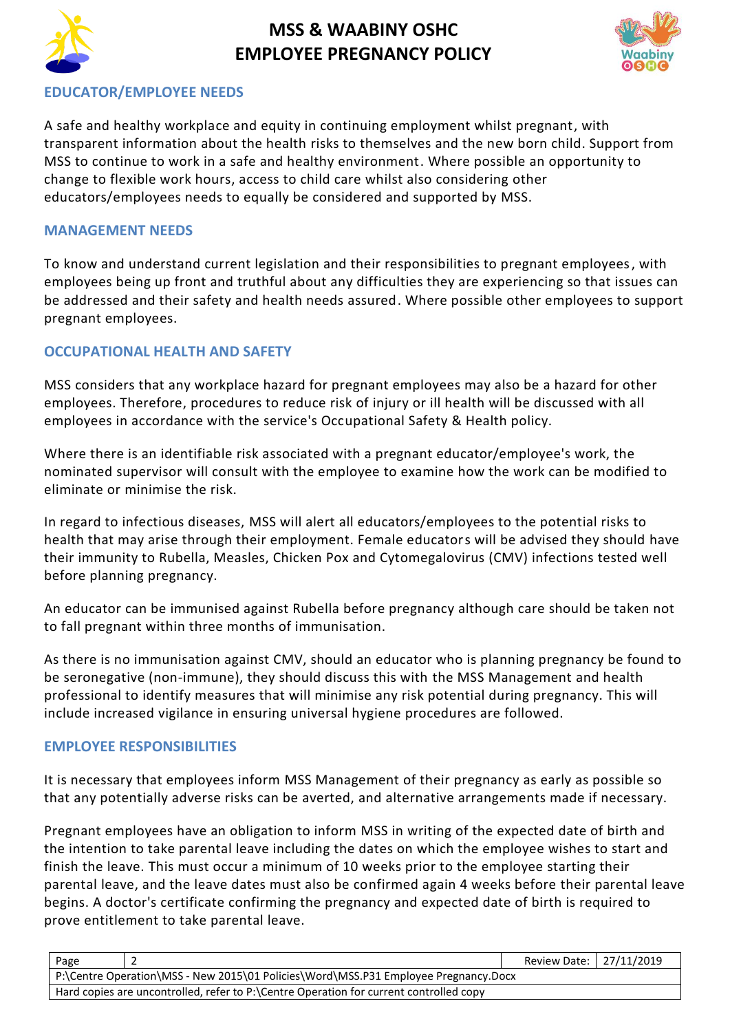## EDUCATOR/EMPLOYEE NEEDS

A safe and healthy workplace and equity in continuing employment whilst pregnant, with transparent information about the health risks to themselves and the new born child. Support from MSS to continue to work in a safe and healthy environment. Where possible an opportunity to change to flexible work hours, access to child care whilst also considering other educators/employees needs to equally be considered and supported by MSS.

## MANAGEMENT NEEDS

To know and understand current legislation and their responsibilities to pregnant employees, with employees being up front and truthful about any difficulties they are experiencing so that issues can be addressed and their safety and health needs assured. Where possible other employees to support pregnant employees.

## OCCUPATIONAL HEALTH AND SAFETY

MSS considers that any workplace hazard for pregnant employees may also be a hazard for other employees. Therefore, procedures to reduce risk of injury or ill health will be discussed with all employees in accordance with the service's Occupational Safety & Health policy.

Where there is an identifiable risk associated with a pregnant educator/employee's work, the nominated supervisor will consult with the employee to examine how the work can be modified to eliminate or minimise the risk.

In regard to infectious diseases, MSS will alert all educators/employees to the potential risks to health that may arise through their employment. Female educators will be advised they should have their immunity to Rubella, Measles, Chicken Pox and Cytomegalovirus (CMV) infections tested well before planning pregnancy.

An educator can be immunised against Rubella before pregnancy although care should be taken not to fall pregnant within three months of immunisation.

As there is no immunisation against CMV, should an educator who is planning pregnancy be found to be seronegative (non-immune), they should discuss this with the MSS Management and health professional to identify measures that will minimise any risk potential during pregnancy. This will include increased vigilance in ensuring universal hygiene procedures are followed.

## EMPLOYEE RESPONSIBILITIES

It is necessary that employees inform MSS Management of their pregnancy as early as possible so that any potentially adverse risks can be averted, and alternative arrangements made if necessary.

Pregnant employees have an obligation to inform MSS in writing of the expected date of birth and the intention to take parental leave including the dates on which the employee wishes to start and finish the leave. This must occur a minimum of 10 weeks prior to the employee starting their parental leave, and the leave dates must also be confirmed again 4 weeks before their parental leave begins. A doctor's certificate confirming the pregnancy and expected date of birth is required to prove entitlement to take parental leave.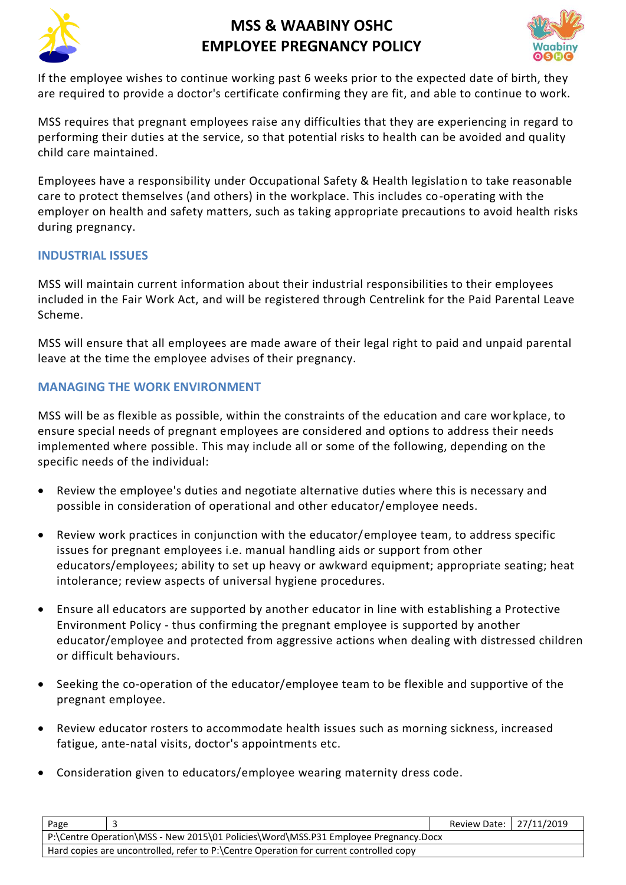If the employee wishes to continue working past 6 weeks prior to the expected date of birth, they are required to provide a doctor's certificate confirming they are fit, and able to continue to work.

MSS requires that pregnant employees raise any difficulties that they are experiencing in regard to performing their duties at the service, so that potential risks to health can be avoided and quality child care maintained.

Employees have a responsibility under Occupational Safety & Health legislation to take reasonable care to protect themselves (and others) in the workplace. This includes co-operating with the employer on health and safety matters, such as taking appropriate precautions to avoid health risks during pregnancy.

## INDUSTRIAL ISSUES

MSS will maintain current information about their industrial responsibilities to their employees included in the Fair Work Act, and will be registered through Centrelink for the Paid Parental Leave Scheme.

MSS will ensure that all employees are made aware of their legal right to paid and unpaid parental leave at the time the employee advises of their pregnancy.

## MANAGING THE WORK ENVIRONMENT

MSS will be as flexible as possible, within the constraints of the education and care workplace, to ensure special needs of pregnant employees are considered and options to address their needs implemented where possible. This may include all or some of the following, depending on the specific needs of the individual:

- Review the employee's duties and negotiate alternative duties where this is necessary and possible in consideration of operational and other educator/employee needs.
- Review work practices in conjunction with the educator/employee team, to address specific issues for pregnant employees i.e. manual handling aids or support from other educators/employees; ability to set up heavy or awkward equipment; appropriate seating; heat intolerance; review aspects of universal hygiene procedures.
- Ensure all educators are supported by another educator in line with establishing a Protective Environment Policy - thus confirming the pregnant employee is supported by another educator/employee and protected from aggressive actions when dealing with distressed children or difficult behaviours.
- Seeking the co-operation of the educator/employee team to be flexible and supportive of the pregnant employee.
- Review educator rosters to accommodate health issues such as morning sickness, increased fatigue, ante-natal visits, doctor's appointments etc.
- Consideration given to educators/employee wearing maternity dress code.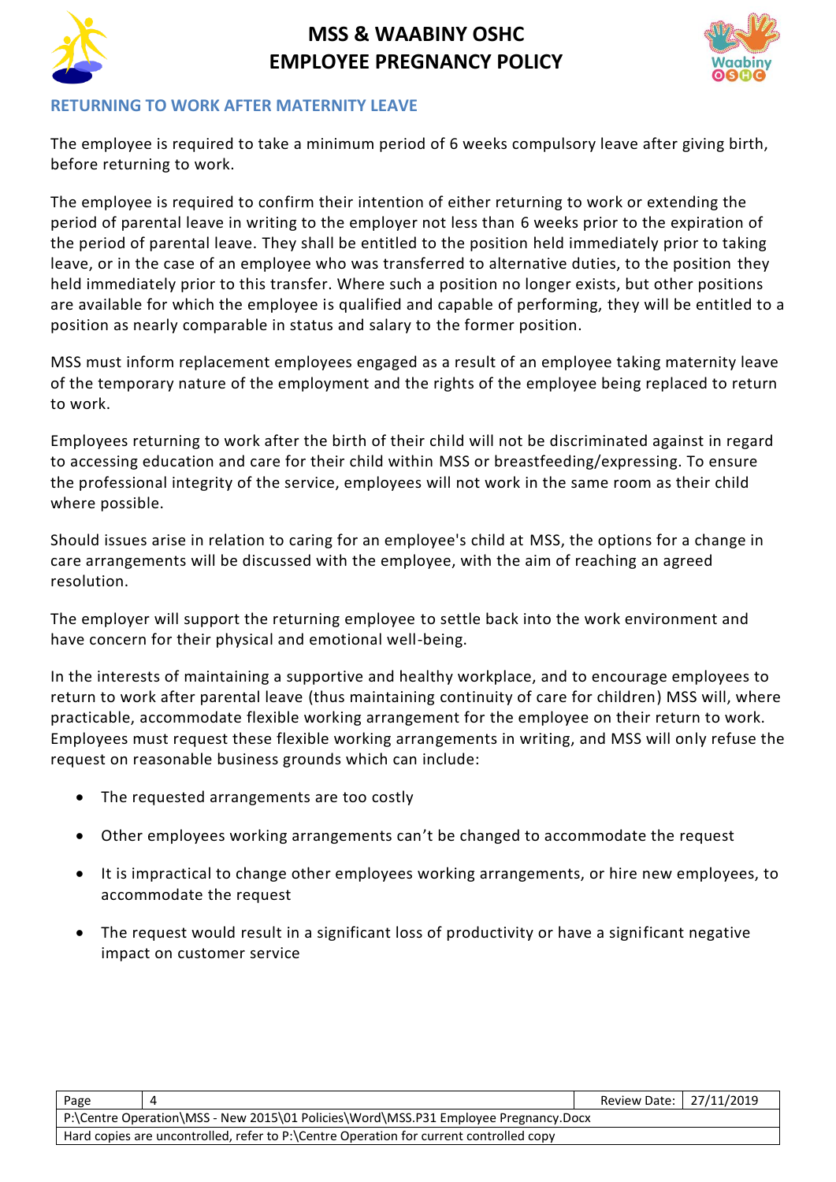## RETURNING TO WORK AFTER MATERNITY LEAVE

The employee is required to take a minimum period of 6 weeks compulsory leave after giving birth, before returning to work.

The employee is required to confirm their intention of either returning to work or extending the period of parental leave in writing to the employer not less than 6 weeks prior to the expiration of the period of parental leave. They shall be entitled to the position held immediately prior to taking leave, or in the case of an employee who was transferred to alternative duties, to the position they held immediately prior to this transfer. Where such a position no longer exists, but other positions are available for which the employee is qualified and capable of performing, they will be entitled to a position as nearly comparable in status and salary to the former position.

MSS must inform replacement employees engaged as a result of an employee taking maternity leave of the temporary nature of the employment and the rights of the employee being replaced to return to work.

Employees returning to work after the birth of their child will not be discriminated against in regard to accessing education and care for their child within MSS or breastfeeding/expressing. To ensure the professional integrity of the service, employees will not work in the same room as their child where possible.

Should issues arise in relation to caring for an employee's child at MSS, the options for a change in care arrangements will be discussed with the employee, with the aim of reaching an agreed resolution.

The employer will support the returning employee to settle back into the work environment and have concern for their physical and emotional well-being.

In the interests of maintaining a supportive and healthy workplace, and to encourage employees to return to work after parental leave (thus maintaining continuity of care for children) MSS will, where practicable, accommodate flexible working arrangement for the employee on their return to work. Employees must request these flexible working arrangements in writing, and MSS will only refuse the request on reasonable business grounds which can include:

- The requested arrangements are too costly
- Other employees working arrangements can't be changed to accommodate the request
- It is impractical to change other employees working arrangements, or hire new employees, to accommodate the request
- The request would result in a significant loss of productivity or have a significant negative impact on customer service